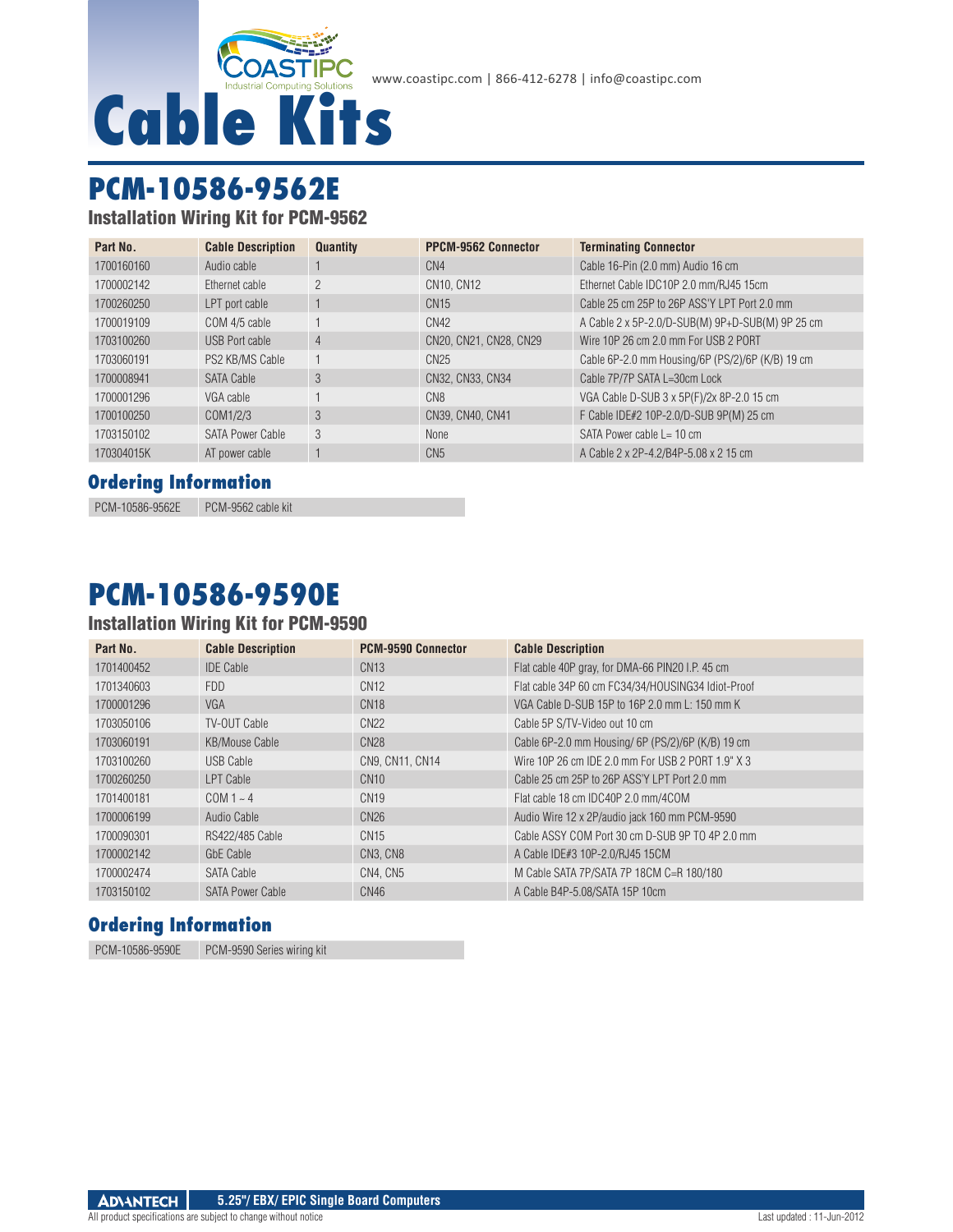# Cable Kits

## PCM-10586-9562E

### Installation Wiring Kit for PCM-9562

| Part No. | Cable Description | Quantity | PPCM-9562 Connector | Terminating Connector |
|---|---|---|---|---|
| 1700160160 | Audio cable | 1 | CN4 | Cable 16-Pin (2.0 mm) Audio 16 cm |
| 1700002142 | Ethernet cable | 2 | CN10, CN12 | Ethernet Cable IDC10P 2.0 mm/RJ45 15cm |
| 1700260250 | LPT port cable | 1 | CN15 | Cable 25 cm 25P to 26P ASS'Y LPT Port 2.0 mm |
| 1700019109 | COM 4/5 cable | 1 | CN42 | A Cable 2 x 5P-2.0/D-SUB(M) 9P+D-SUB(M) 9P 25 cm |
| 1703100260 | USB Port cable | 4 | CN20, CN21, CN28, CN29 | Wire 10P 26 cm 2.0 mm For USB 2 PORT |
| 1703060191 | PS2 KB/MS Cable | 1 | CN25 | Cable 6P-2.0 mm Housing/6P (PS/2)/6P (K/B) 19 cm |
| 1700008941 | SATA Cable | 3 | CN32, CN33, CN34 | Cable 7P/7P SATA L=30cm Lock |
| 1700001296 | VGA cable | 1 | CN8 | VGA Cable D-SUB 3 x 5P(F)/2x 8P-2.0 15 cm |
| 1700100250 | COM1/2/3 | 3 | CN39, CN40, CN41 | F Cable IDE#2 10P-2.0/D-SUB 9P(M) 25 cm |
| 1703150102 | SATA Power Cable | 3 | None | SATA Power cable L= 10 cm |
| 170304015K | AT power cable | 1 | CN5 | A Cable 2 x 2P-4.2/B4P-5.08 x 2 15 cm |

### Ordering Information

| PCM-10586-9562E | PCM-9562 cable kit |
|---|---|

## PCM-10586-9590E

### Installation Wiring Kit for PCM-9590

| Part No. | Cable Description | PCM-9590 Connector | Cable Description |
|---|---|---|---|
| 1701400452 | IDE Cable | CN13 | Flat cable 40P gray, for DMA-66 PIN20 I.P. 45 cm |
| 1701340603 | FDD | CN12 | Flat cable 34P 60 cm FC34/34/HOUSING34 Idiot-Proof |
| 1700001296 | VGA | CN18 | VGA Cable D-SUB 15P to 16P 2.0 mm L: 150 mm K |
| 1703050106 | TV-OUT Cable | CN22 | Cable 5P S/TV-Video out 10 cm |
| 1703060191 | KB/Mouse Cable | CN28 | Cable 6P-2.0 mm Housing/ 6P (PS/2)/6P (K/B) 19 cm |
| 1703100260 | USB Cable | CN9, CN11, CN14 | Wire 10P 26 cm IDE 2.0 mm For USB 2 PORT 1.9" X 3 |
| 1700260250 | LPT Cable | CN10 | Cable 25 cm 25P to 26P ASS'Y LPT Port 2.0 mm |
| 1701400181 | COM 1 ~ 4 | CN19 | Flat cable 18 cm IDC40P 2.0 mm/4COM |
| 1700006199 | Audio Cable | CN26 | Audio Wire 12 x 2P/audio jack 160 mm PCM-9590 |
| 1700090301 | RS422/485 Cable | CN15 | Cable ASSY COM Port 30 cm D-SUB 9P TO 4P 2.0 mm |
| 1700002142 | GbE Cable | CN3, CN8 | A Cable IDE#3 10P-2.0/RJ45 15CM |
| 1700002474 | SATA Cable | CN4, CN5 | M Cable SATA 7P/SATA 7P 18CM C=R 180/180 |
| 1703150102 | SATA Power Cable | CN46 | A Cable B4P-5.08/SATA 15P 10cm |

### Ordering Information

| PCM-10586-9590E | PCM-9590 Series wiring kit |
|---|---|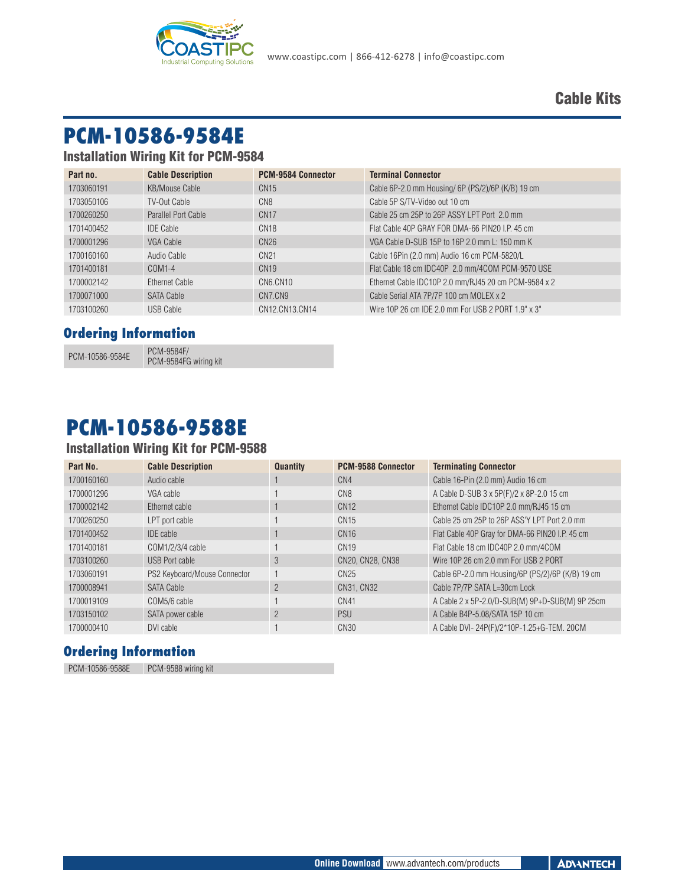# Cable Kits

## PCM-10586-9584E

### Installation Wiring Kit for PCM-9584

| Part no. | Cable Description | PCM-9584 Connector | Terminal Connector |
|---|---|---|---|
| 1703060191 | KB/Mouse Cable | CN15 | Cable 6P-2.0 mm Housing/ 6P (PS/2)/6P (K/B) 19 cm |
| 1703050106 | TV-Out Cable | CN8 | Cable 5P S/TV-Video out 10 cm |
| 1700260250 | Parallel Port Cable | CN17 | Cable 25 cm 25P to 26P ASSY LPT Port 2.0 mm |
| 1701400452 | IDE Cable | CN18 | Flat Cable 40P GRAY FOR DMA-66 PIN20 I.P. 45 cm |
| 1700001296 | VGA Cable | CN26 | VGA Cable D-SUB 15P to 16P 2.0 mm L: 150 mm K |
| 1700160160 | Audio Cable | CN21 | Cable 16Pin (2.0 mm) Audio 16 cm PCM-5820/L |
| 1701400181 | COM1-4 | CN19 | Flat Cable 18 cm IDC40P 2.0 mm/4COM PCM-9570 USE |
| 1700002142 | Ethernet Cable | CN6.CN10 | Ethernet Cable IDC10P 2.0 mm/RJ45 20 cm PCM-9584 x 2 |
| 1700071000 | SATA Cable | CN7.CN9 | Cable Serial ATA 7P/7P 100 cm MOLEX x 2 |
| 1703100260 | USB Cable | CN12.CN13.CN14 | Wire 10P 26 cm IDE 2.0 mm For USB 2 PORT 1.9" x 3" |

### Ordering Information

| | |
|---|---|
| PCM-10586-9584E | PCM-9584F/ PCM-9584FG wiring kit |

## PCM-10586-9588E

### Installation Wiring Kit for PCM-9588

| Part No. | Cable Description | Quantity | PCM-9588 Connector | Terminating Connector |
|---|---|---|---|---|
| 1700160160 | Audio cable | 1 | CN4 | Cable 16-Pin (2.0 mm) Audio 16 cm |
| 1700001296 | VGA cable | 1 | CN8 | A Cable D-SUB 3 x 5P(F)/2 x 8P-2.0 15 cm |
| 1700002142 | Ethernet cable | 1 | CN12 | Ethernet Cable IDC10P 2.0 mm/RJ45 15 cm |
| 1700260250 | LPT port cable | 1 | CN15 | Cable 25 cm 25P to 26P ASS'Y LPT Port 2.0 mm |
| 1701400452 | IDE cable | 1 | CN16 | Flat Cable 40P Gray for DMA-66 PIN20 I.P. 45 cm |
| 1701400181 | COM1/2/3/4 cable | 1 | CN19 | Flat Cable 18 cm IDC40P 2.0 mm/4COM |
| 1703100260 | USB Port cable | 3 | CN20, CN28, CN38 | Wire 10P 26 cm 2.0 mm For USB 2 PORT |
| 1703060191 | PS2 Keyboard/Mouse Connector | 1 | CN25 | Cable 6P-2.0 mm Housing/6P (PS/2)/6P (K/B) 19 cm |
| 1700008941 | SATA Cable | 2 | CN31, CN32 | Cable 7P/7P SATA L=30cm Lock |
| 1700019109 | COM5/6 cable | 1 | CN41 | A Cable 2 x 5P-2.0/D-SUB(M) 9P+D-SUB(M) 9P 25cm |
| 1703150102 | SATA power cable | 2 | PSU | A Cable B4P-5.08/SATA 15P 10 cm |
| 1700000410 | DVI cable | 1 | CN30 | A Cable DVI- 24P(F)/2*10P-1.25+G-TEM. 20CM |

### Ordering Information

| | |
|---|---|
| PCM-10586-9588E | PCM-9588 wiring kit |